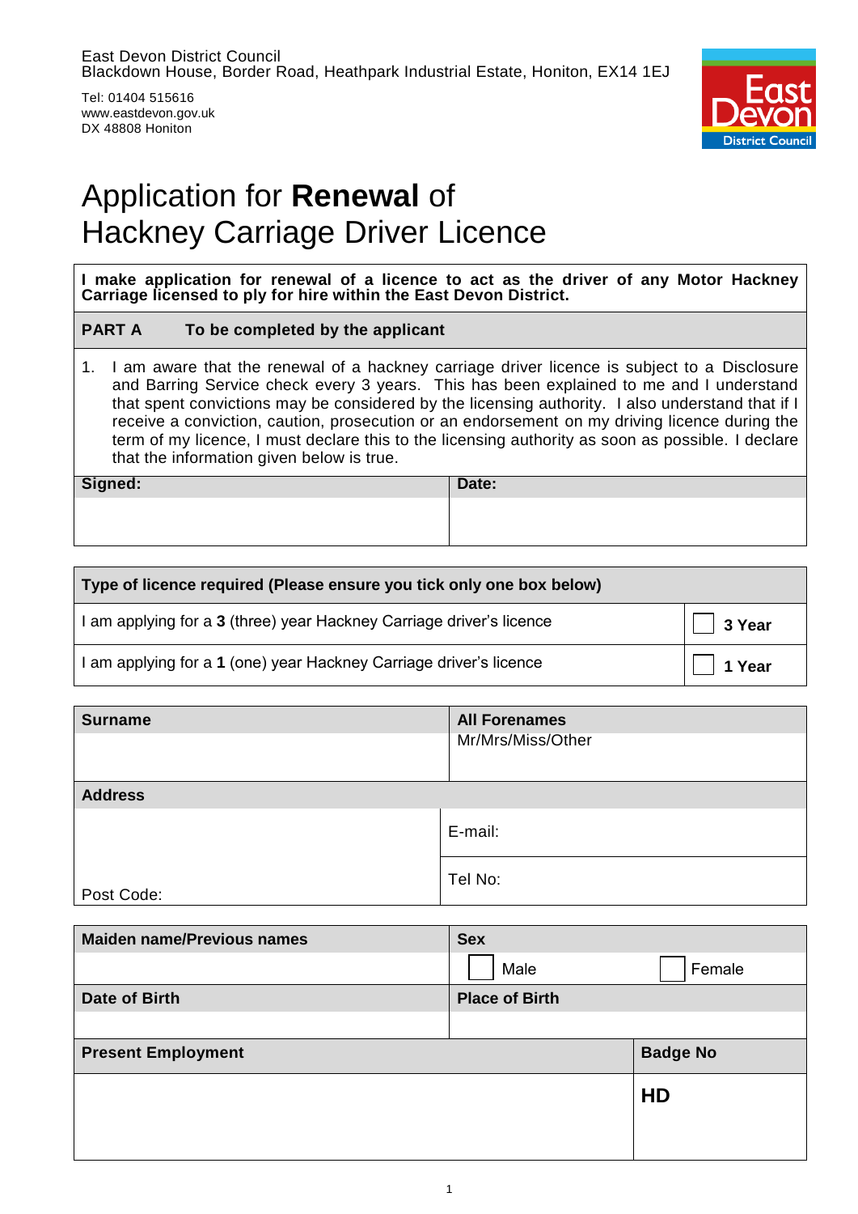East Devon District Council
Blackdown House, Border Road, Heathpark Industrial Estate, Honiton, EX14 1EJ

Tel: 01404 515616
www.eastdevon.gov.uk
DX 48808 Honiton

# Application for **Renewal** of Hackney Carriage Driver Licence

**I make application for renewal of a licence to act as the driver of any Motor Hackney Carriage licensed to ply for hire within the East Devon District.**

**PART A To be completed by the applicant**

1. I am aware that the renewal of a hackney carriage driver licence is subject to a Disclosure and Barring Service check every 3 years. This has been explained to me and I understand that spent convictions may be considered by the licensing authority. I also understand that if I receive a conviction, caution, prosecution or an endorsement on my driving licence during the term of my licence, I must declare this to the licensing authority as soon as possible. I declare that the information given below is true.

| **Signed:** | **Date:** |
|---|---|
| | |

| **Type of licence required (Please ensure you tick only one box below)** | |
|---|---|
| I am applying for a **3** (three) year Hackney Carriage driver's licence | ☐ **3 Year** |
| I am applying for a **1** (one) year Hackney Carriage driver's licence | ☐ **1 Year** |

| **Surname** | **All Forenames** |
|---|---|
| | Mr/Mrs/Miss/Other |
| **Address** | |
| | E-mail: |
| Post Code: | Tel No: |

| **Maiden name/Previous names** | **Sex** | |
|---|---|---|
| | ☐ Male | ☐ Female |
| **Date of Birth** | **Place of Birth** | |
| | | |

| **Present Employment** | **Badge No** |
|---|---|
| | **HD** |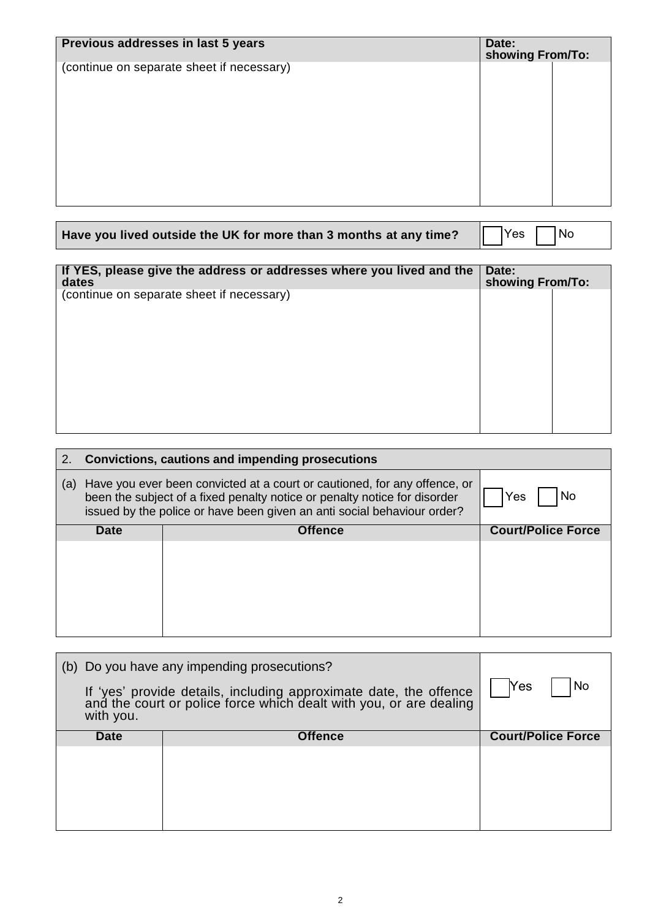| Previous addresses in last 5 years | Date: showing From/To: | |
|---|---|---|
| (continue on separate sheet if necessary) | | |

| Have you lived outside the UK for more than 3 months at any time? | ☐ Yes ☐ No |
|---|---|

| If YES, please give the address or addresses where you lived and the dates | Date: showing From/To: | |
|---|---|---|
| (continue on separate sheet if necessary) | | |

## 2. Convictions, cautions and impending prosecutions

| (a) Have you ever been convicted at a court or cautioned, for any offence, or been the subject of a fixed penalty notice or penalty notice for disorder issued by the police or have been given an anti social behaviour order? | | ☐ Yes ☐ No |
|---|---|---|
| **Date** | **Offence** | **Court/Police Force** |
| | | |

| (b) Do you have any impending prosecutions?<br><br>If 'yes' provide details, including approximate date, the offence and the court or police force which dealt with you, or are dealing with you. | | ☐ Yes ☐ No |
|---|---|---|
| **Date** | **Offence** | **Court/Police Force** |
| | | |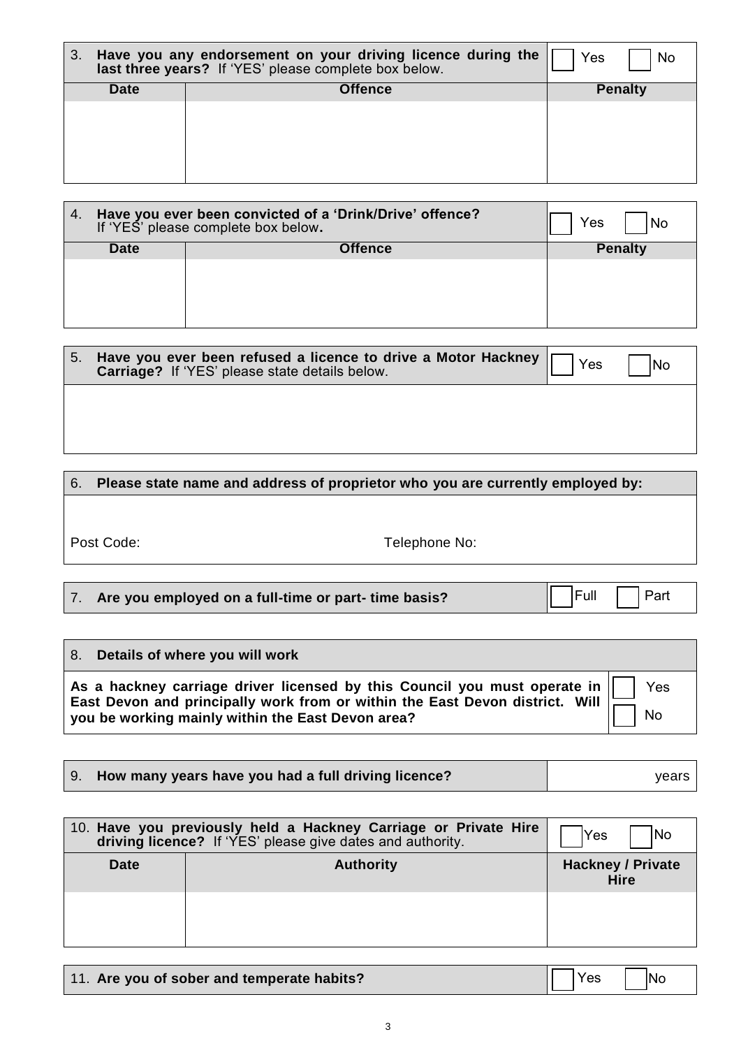| 3. **Have you any endorsement on your driving licence during the last three years?** If 'YES' please complete box below. | | ☐ Yes ☐ No |
|---|---|---|
| **Date** | **Offence** | **Penalty** |
| | | |

| 4. **Have you ever been convicted of a 'Drink/Drive' offence?** If 'YES' please complete box below. | | ☐ Yes ☐ No |
|---|---|---|
| **Date** | **Offence** | **Penalty** |
| | | |

| 5. **Have you ever been refused a licence to drive a Motor Hackney Carriage?** If 'YES' please state details below. | ☐ Yes ☐ No |
|---|---|
| | |

| 6. **Please state name and address of proprietor who you are currently employed by:** | |
|---|---|
| | |
| Post Code: | Telephone No: |

| 7. **Are you employed on a full-time or part- time basis?** | ☐ Full ☐ Part |
|---|---|

| 8. **Details of where you will work** | |
|---|---|
| **As a hackney carriage driver licensed by this Council you must operate in East Devon and principally work from or within the East Devon district. Will you be working mainly within the East Devon area?** | ☐ Yes ☐ No |

| 9. **How many years have you had a full driving licence?** | years |
|---|---|

| 10. **Have you previously held a Hackney Carriage or Private Hire driving licence?** If 'YES' please give dates and authority. | | ☐ Yes ☐ No |
|---|---|---|
| **Date** | **Authority** | **Hackney / Private Hire** |
| | | |

| 11. **Are you of sober and temperate habits?** | ☐ Yes ☐ No |
|---|---|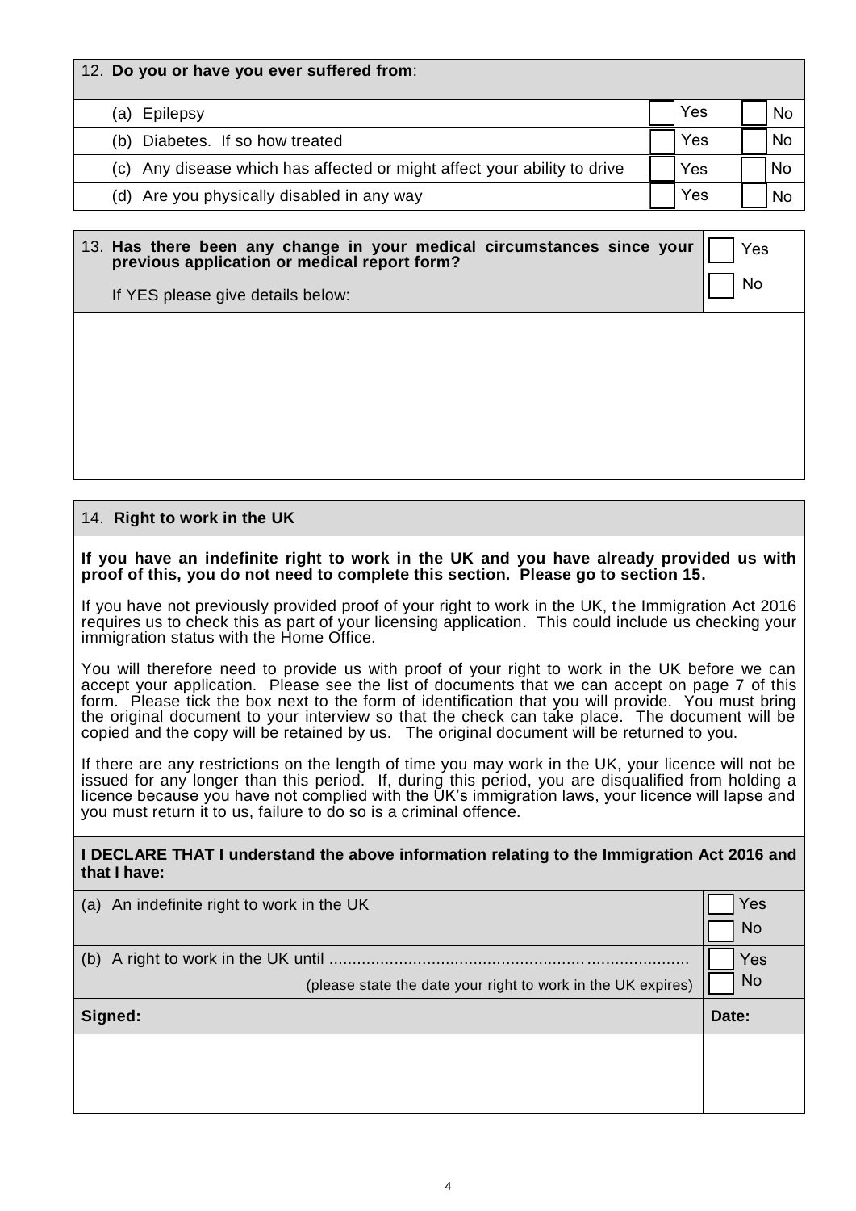## 12. Do you or have you ever suffered from:

| | Yes | No |
|---|---|---|
| (a) Epilepsy | ☐ Yes | ☐ No |
| (b) Diabetes. If so how treated | ☐ Yes | ☐ No |
| (c) Any disease which has affected or might affect your ability to drive | ☐ Yes | ☐ No |
| (d) Are you physically disabled in any way | ☐ Yes | ☐ No |

## 13. Has there been any change in your medical circumstances since your previous application or medical report form?

☐ Yes
☐ No

If YES please give details below:

## 14. Right to work in the UK

**If you have an indefinite right to work in the UK and you have already provided us with proof of this, you do not need to complete this section. Please go to section 15.**

If you have not previously provided proof of your right to work in the UK, the Immigration Act 2016 requires us to check this as part of your licensing application. This could include us checking your immigration status with the Home Office.

You will therefore need to provide us with proof of your right to work in the UK before we can accept your application. Please see the list of documents that we can accept on page 7 of this form. Please tick the box next to the form of identification that you will provide. You must bring the original document to your interview so that the check can take place. The document will be copied and the copy will be retained by us. The original document will be returned to you.

If there are any restrictions on the length of time you may work in the UK, your licence will not be issued for any longer than this period. If, during this period, you are disqualified from holding a licence because you have not complied with the UK's immigration laws, your licence will lapse and you must return it to us, failure to do so is a criminal offence.

**I DECLARE THAT I understand the above information relating to the Immigration Act 2016 and that I have:**

| | |
|---|---|
| (a) An indefinite right to work in the UK | ☐ Yes<br>☐ No |
| (b) A right to work in the UK until ............................................................................<br>(please state the date your right to work in the UK expires) | ☐ Yes<br>☐ No |
| **Signed:** | **Date:** |
| | |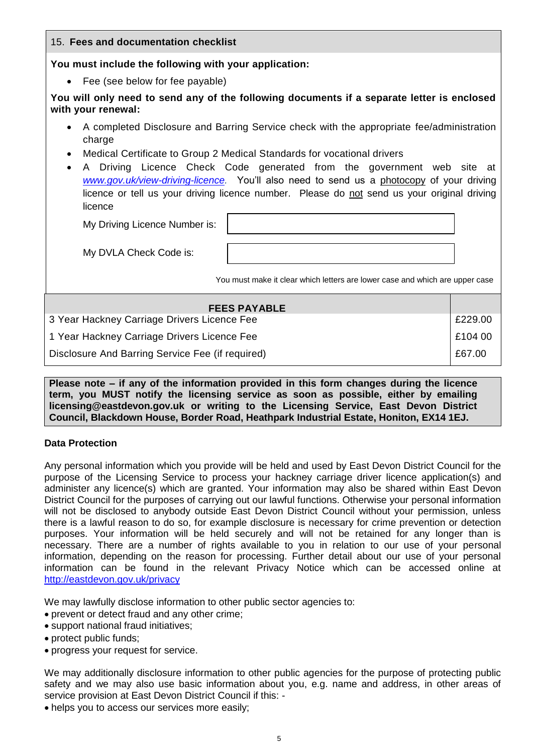## 15. Fees and documentation checklist

**You must include the following with your application:**

- Fee (see below for fee payable)

**You will only need to send any of the following documents if a separate letter is enclosed with your renewal:**

- A completed Disclosure and Barring Service check with the appropriate fee/administration charge
- Medical Certificate to Group 2 Medical Standards for vocational drivers
- A Driving Licence Check Code generated from the government web site at *www.gov.uk/view-driving-licence.* You'll also need to send us a photocopy of your driving licence or tell us your driving licence number. Please do not send us your original driving licence

My Driving Licence Number is: 

My DVLA Check Code is: 

You must make it clear which letters are lower case and which are upper case

| FEES PAYABLE | |
|---|---|
| 3 Year Hackney Carriage Drivers Licence Fee | £229.00 |
| 1 Year Hackney Carriage Drivers Licence Fee | £104 00 |
| Disclosure And Barring Service Fee (if required) | £67.00 |

**Please note – if any of the information provided in this form changes during the licence term, you MUST notify the licensing service as soon as possible, either by emailing licensing@eastdevon.gov.uk or writing to the Licensing Service, East Devon District Council, Blackdown House, Border Road, Heathpark Industrial Estate, Honiton, EX14 1EJ.**

**Data Protection**

Any personal information which you provide will be held and used by East Devon District Council for the purpose of the Licensing Service to process your hackney carriage driver licence application(s) and administer any licence(s) which are granted. Your information may also be shared within East Devon District Council for the purposes of carrying out our lawful functions. Otherwise your personal information will not be disclosed to anybody outside East Devon District Council without your permission, unless there is a lawful reason to do so, for example disclosure is necessary for crime prevention or detection purposes. Your information will be held securely and will not be retained for any longer than is necessary. There are a number of rights available to you in relation to our use of your personal information, depending on the reason for processing. Further detail about our use of your personal information can be found in the relevant Privacy Notice which can be accessed online at http://eastdevon.gov.uk/privacy

We may lawfully disclose information to other public sector agencies to:

- prevent or detect fraud and any other crime;
- support national fraud initiatives;
- protect public funds;
- progress your request for service.

We may additionally disclosure information to other public agencies for the purpose of protecting public safety and we may also use basic information about you, e.g. name and address, in other areas of service provision at East Devon District Council if this: -

- helps you to access our services more easily;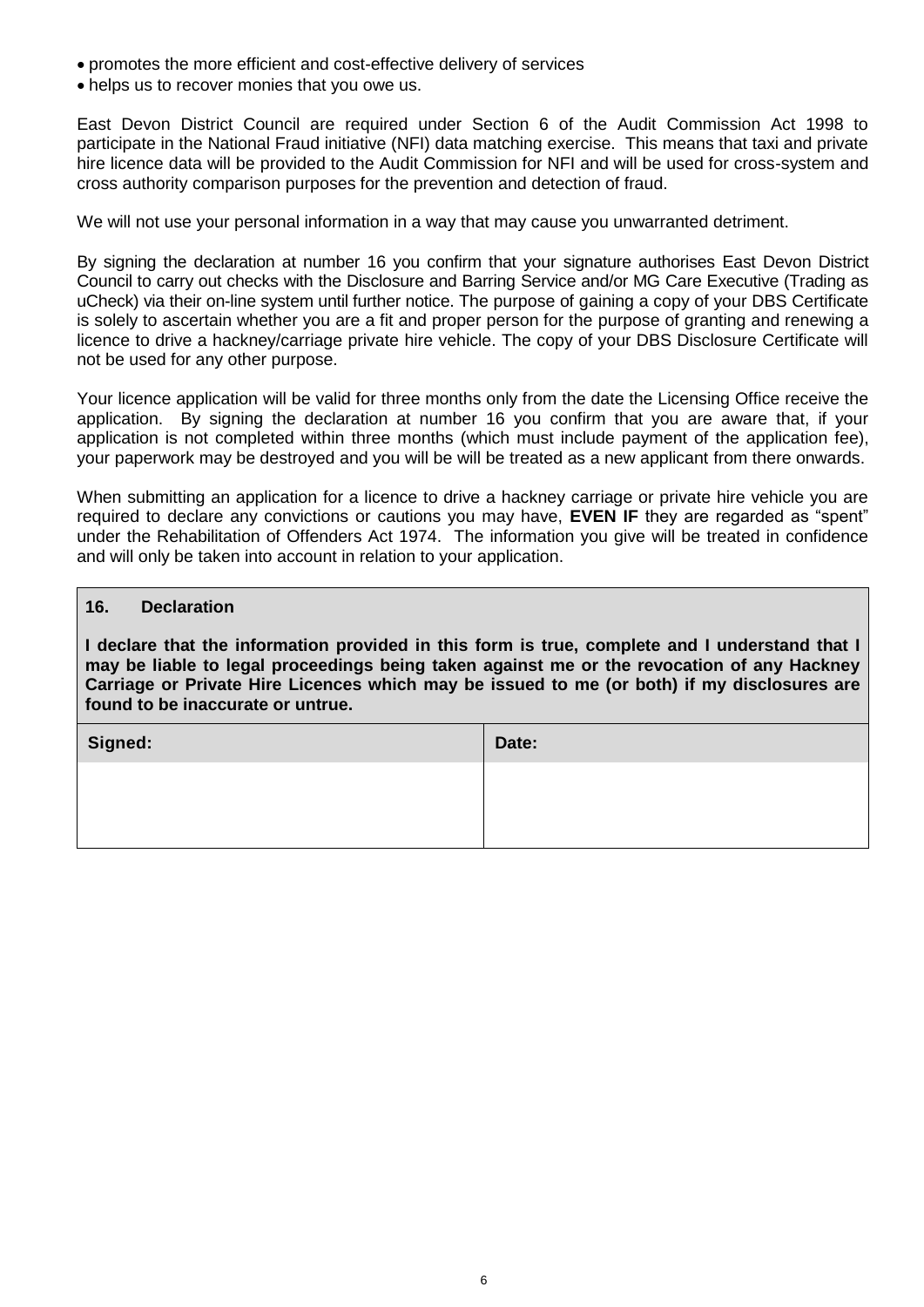- promotes the more efficient and cost-effective delivery of services
- helps us to recover monies that you owe us.

East Devon District Council are required under Section 6 of the Audit Commission Act 1998 to participate in the National Fraud initiative (NFI) data matching exercise. This means that taxi and private hire licence data will be provided to the Audit Commission for NFI and will be used for cross-system and cross authority comparison purposes for the prevention and detection of fraud.

We will not use your personal information in a way that may cause you unwarranted detriment.

By signing the declaration at number 16 you confirm that your signature authorises East Devon District Council to carry out checks with the Disclosure and Barring Service and/or MG Care Executive (Trading as uCheck) via their on-line system until further notice. The purpose of gaining a copy of your DBS Certificate is solely to ascertain whether you are a fit and proper person for the purpose of granting and renewing a licence to drive a hackney/carriage private hire vehicle. The copy of your DBS Disclosure Certificate will not be used for any other purpose.

Your licence application will be valid for three months only from the date the Licensing Office receive the application. By signing the declaration at number 16 you confirm that you are aware that, if your application is not completed within three months (which must include payment of the application fee), your paperwork may be destroyed and you will be will be treated as a new applicant from there onwards.

When submitting an application for a licence to drive a hackney carriage or private hire vehicle you are required to declare any convictions or cautions you may have, **EVEN IF** they are regarded as "spent" under the Rehabilitation of Offenders Act 1974. The information you give will be treated in confidence and will only be taken into account in relation to your application.

**16. Declaration**

**I declare that the information provided in this form is true, complete and I understand that I may be liable to legal proceedings being taken against me or the revocation of any Hackney Carriage or Private Hire Licences which may be issued to me (or both) if my disclosures are found to be inaccurate or untrue.**

| Signed: | Date: |
| --- | --- |
| | |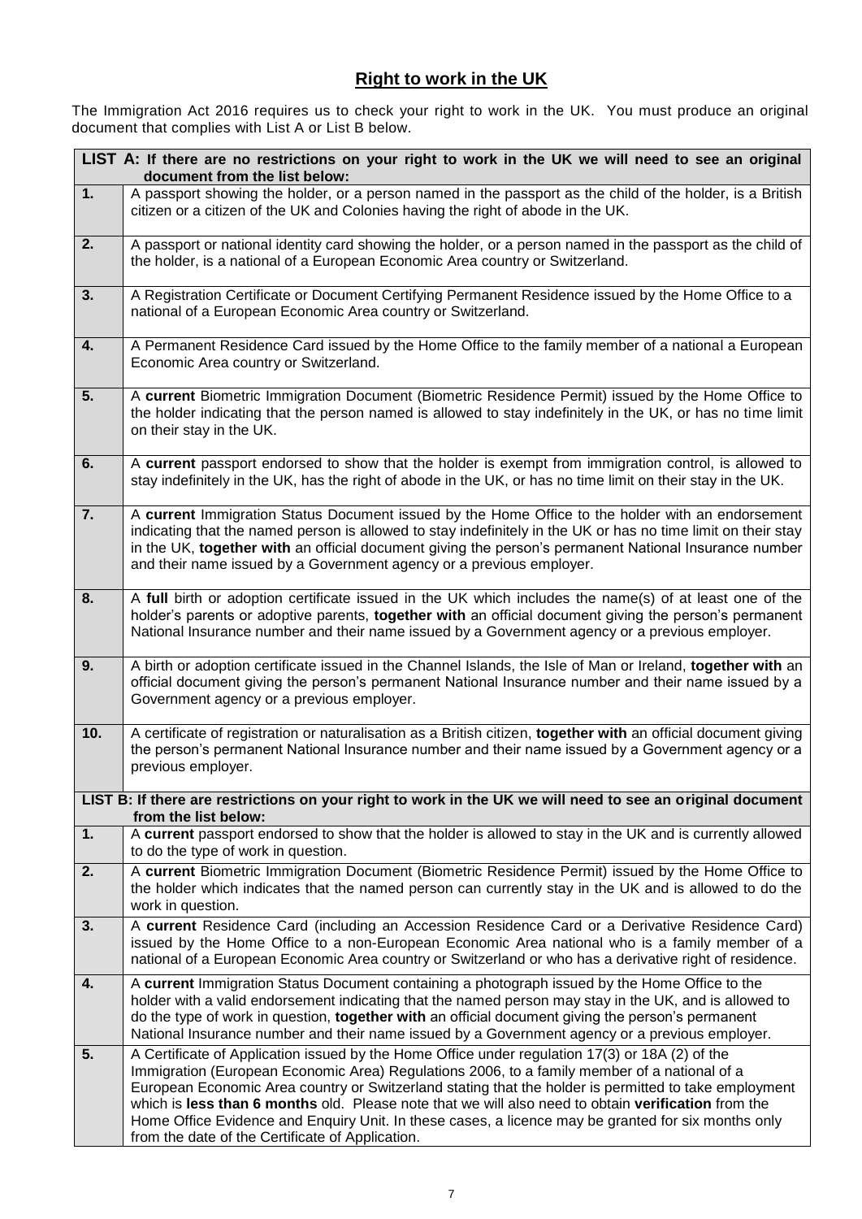## Right to work in the UK

The Immigration Act 2016 requires us to check your right to work in the UK. You must produce an original document that complies with List A or List B below.

| | |
|---|---|
| **LIST A: If there are no restrictions on your right to work in the UK we will need to see an original document from the list below:** | |
| **1.** | A passport showing the holder, or a person named in the passport as the child of the holder, is a British citizen or a citizen of the UK and Colonies having the right of abode in the UK. |
| **2.** | A passport or national identity card showing the holder, or a person named in the passport as the child of the holder, is a national of a European Economic Area country or Switzerland. |
| **3.** | A Registration Certificate or Document Certifying Permanent Residence issued by the Home Office to a national of a European Economic Area country or Switzerland. |
| **4.** | A Permanent Residence Card issued by the Home Office to the family member of a national a European Economic Area country or Switzerland. |
| **5.** | A **current** Biometric Immigration Document (Biometric Residence Permit) issued by the Home Office to the holder indicating that the person named is allowed to stay indefinitely in the UK, or has no time limit on their stay in the UK. |
| **6.** | A **current** passport endorsed to show that the holder is exempt from immigration control, is allowed to stay indefinitely in the UK, has the right of abode in the UK, or has no time limit on their stay in the UK. |
| **7.** | A **current** Immigration Status Document issued by the Home Office to the holder with an endorsement indicating that the named person is allowed to stay indefinitely in the UK or has no time limit on their stay in the UK, **together with** an official document giving the person's permanent National Insurance number and their name issued by a Government agency or a previous employer. |
| **8.** | A **full** birth or adoption certificate issued in the UK which includes the name(s) of at least one of the holder's parents or adoptive parents, **together with** an official document giving the person's permanent National Insurance number and their name issued by a Government agency or a previous employer. |
| **9.** | A birth or adoption certificate issued in the Channel Islands, the Isle of Man or Ireland, **together with** an official document giving the person's permanent National Insurance number and their name issued by a Government agency or a previous employer. |
| **10.** | A certificate of registration or naturalisation as a British citizen, **together with** an official document giving the person's permanent National Insurance number and their name issued by a Government agency or a previous employer. |
| **LIST B: If there are restrictions on your right to work in the UK we will need to see an original document from the list below:** | |
| **1.** | A **current** passport endorsed to show that the holder is allowed to stay in the UK and is currently allowed to do the type of work in question. |
| **2.** | A **current** Biometric Immigration Document (Biometric Residence Permit) issued by the Home Office to the holder which indicates that the named person can currently stay in the UK and is allowed to do the work in question. |
| **3.** | A **current** Residence Card (including an Accession Residence Card or a Derivative Residence Card) issued by the Home Office to a non-European Economic Area national who is a family member of a national of a European Economic Area country or Switzerland or who has a derivative right of residence. |
| **4.** | A **current** Immigration Status Document containing a photograph issued by the Home Office to the holder with a valid endorsement indicating that the named person may stay in the UK, and is allowed to do the type of work in question, **together with** an official document giving the person's permanent National Insurance number and their name issued by a Government agency or a previous employer. |
| **5.** | A Certificate of Application issued by the Home Office under regulation 17(3) or 18A (2) of the Immigration (European Economic Area) Regulations 2006, to a family member of a national of a European Economic Area country or Switzerland stating that the holder is permitted to take employment which is **less than 6 months** old. Please note that we will also need to obtain **verification** from the Home Office Evidence and Enquiry Unit. In these cases, a licence may be granted for six months only from the date of the Certificate of Application. |